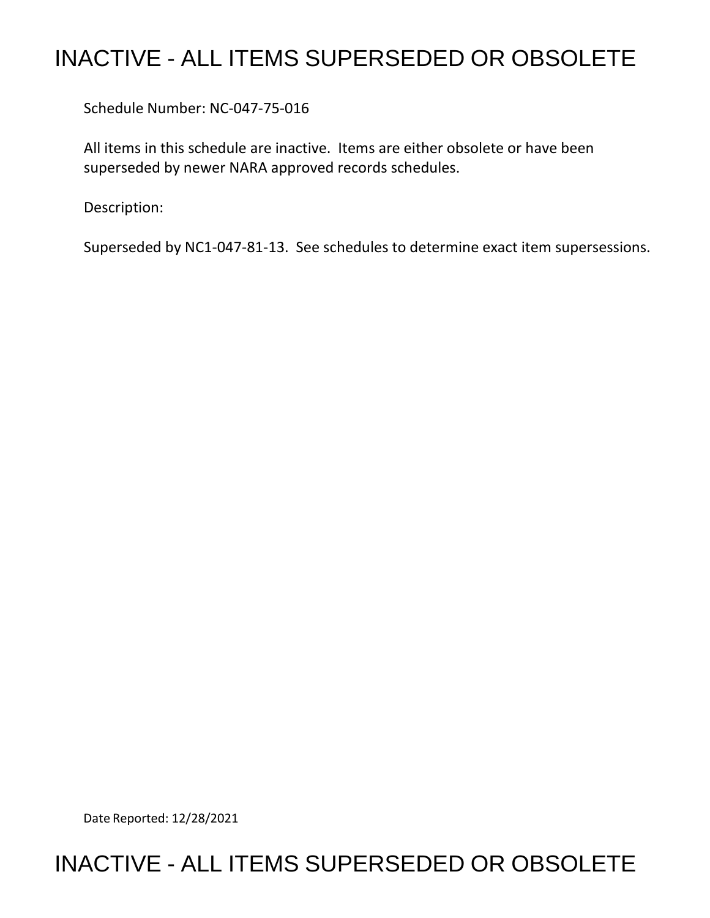# INACTIVE - ALL ITEMS SUPERSEDED OR OBSOLETE

Schedule Number: NC-047-75-016

All items in this schedule are inactive. Items are either obsolete or have been superseded by newer NARA approved records schedules.

Description:

Superseded by NC1-047-81-13. See schedules to determine exact item supersessions.

Date Reported: 12/28/2021

# INACTIVE - ALL ITEMS SUPERSEDED OR OBSOLETE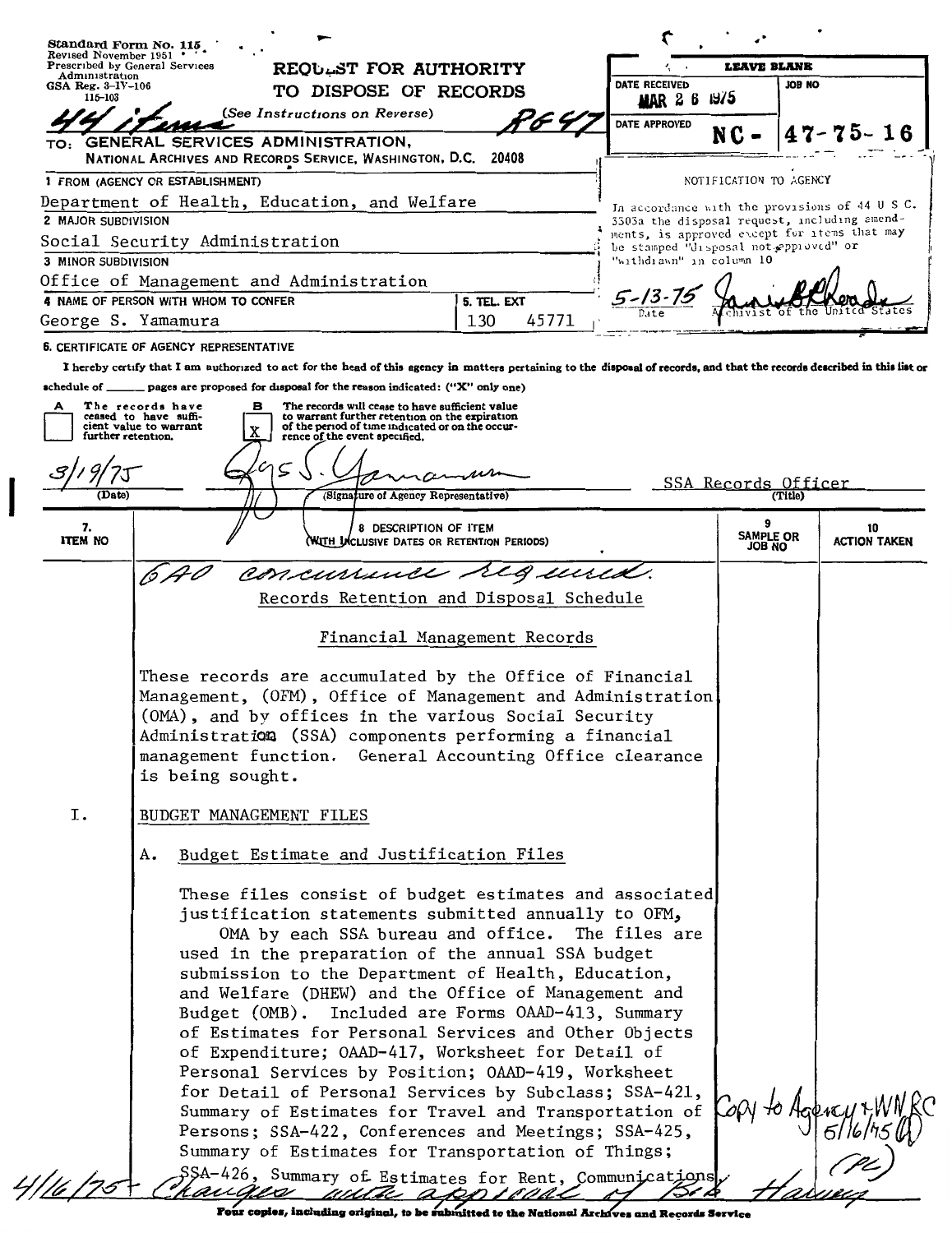Standard Form No. 115
Revised November 1951
Prescribed by General Services Administration
GSA Reg. 3-IV-106
115-103

# REQUEST FOR AUTHORITY TO DISPOSE OF RECORDS

(See Instructions on Reverse)

44 items R647

TO: GENERAL SERVICES ADMINISTRATION, NATIONAL ARCHIVES AND RECORDS SERVICE, WASHINGTON, D.C. 20408

| LEAVE BLANK | |
|---|---|
| DATE RECEIVED MAR 26 1975 | JOB NO |
| DATE APPROVED | NC - 47-75-16 |

NOTIFICATION TO AGENCY

In accordance with the provisions of 44 U S C. 3303a the disposal request, including amendments, is approved except for items that may be stamped "disposal not approved" or "withdrawn" in column 10

5-13-75 — Date — Archivist of the United States

1 FROM (AGENCY OR ESTABLISHMENT)
Department of Health, Education, and Welfare

2 MAJOR SUBDIVISION
Social Security Administration

3 MINOR SUBDIVISION
Office of Management and Administration

4 NAME OF PERSON WITH WHOM TO CONFER
George S. Yamamura

5. TEL. EXT
130 45771

6. CERTIFICATE OF AGENCY REPRESENTATIVE

I hereby certify that I am authorized to act for the head of this agency in matters pertaining to the disposal of records, and that the records described in this list or schedule of ______ pages are proposed for disposal for the reason indicated: ("X" only one)

A [ ] The records have ceased to have sufficient value to warrant further retention.

B [X] The records will cease to have sufficient value to warrant further retention on the expiration of the period of time indicated or on the occurrence of the event specified.

3/19/75 (Date) — (Signature of Agency Representative) — SSA Records Officer (Title)

| 7. ITEM NO | 8 DESCRIPTION OF ITEM (WITH INCLUSIVE DATES OR RETENTION PERIODS) | 9 SAMPLE OR JOB NO | 10 ACTION TAKEN |
|---|---|---|---|

GAO concurrence required.

Records Retention and Disposal Schedule

Financial Management Records

These records are accumulated by the Office of Financial Management, (OFM), Office of Management and Administration (OMA), and by offices in the various Social Security Administration (SSA) components performing a financial management function. General Accounting Office clearance is being sought.

I. BUDGET MANAGEMENT FILES

A. Budget Estimate and Justification Files

These files consist of budget estimates and associated justification statements submitted annually to OFM, OMA by each SSA bureau and office. The files are used in the preparation of the annual SSA budget submission to the Department of Health, Education, and Welfare (DHEW) and the Office of Management and Budget (OMB). Included are Forms OAAD-413, Summary of Estimates for Personal Services and Other Objects of Expenditure; OAAD-417, Worksheet for Detail of Personal Services by Position; OAAD-419, Worksheet for Detail of Personal Services by Subclass; SSA-421, Summary of Estimates for Travel and Transportation of Persons; SSA-422, Conferences and Meetings; SSA-425, Summary of Estimates for Transportation of Things; SSA-426, Summary of Estimates for Rent, Communications

Copy to Agency + WNRC 5/16/75

4/16/75 - Changes with approval of Bob Harvey

Four copies, including original, to be submitted to the National Archives and Records Service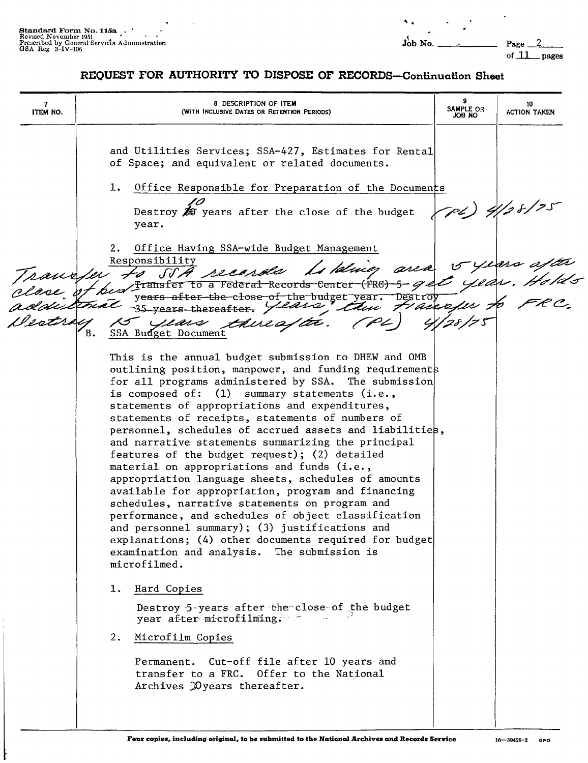Standard Form No. 115a
Revised November 1951
Prescribed by General Services Administration
GSA Reg 3-IV-106

Job No. ______ Page 2 of 11 pages

## REQUEST FOR AUTHORITY TO DISPOSE OF RECORDS—Continuation Sheet

| 7 ITEM NO. | 8 DESCRIPTION OF ITEM (WITH INCLUSIVE DATES OR RETENTION PERIODS) | 9 SAMPLE OR JOB NO | 10 ACTION TAKEN |
|---|---|---|---|

and Utilities Services; SSA-427, Estimates for Rental of Space; and equivalent or related documents.

1. Office Responsible for Preparation of the Documents

   Destroy ~~20~~ 10 years after the close of the budget year. (PL) 4/28/75

2. Office Having SSA-wide Budget Management Responsibility

   ~~Transfer to a Federal Records Center (FRC) 5 years after the close of the budget year. Destroy 35 years thereafter.~~

   Transfer to SSA records holding area 5 years after close of budget year. Hold 5 additional years, then transfer to FRC. Destroy 15 years thereafter. (PL) 4/28/75

B. SSA Budget Document

This is the annual budget submission to DHEW and OMB outlining position, manpower, and funding requirements for all programs administered by SSA. The submission is composed of: (1) summary statements (i.e., statements of appropriations and expenditures, statements of receipts, statements of numbers of personnel, schedules of accrued assets and liabilities, and narrative statements summarizing the principal features of the budget request); (2) detailed material on appropriations and funds (i.e., appropriation language sheets, schedules of amounts available for appropriation, program and financing schedules, narrative statements on program and performance, and schedules of object classification and personnel summary); (3) justifications and explanations; (4) other documents required for budget examination and analysis. The submission is microfilmed.

1. Hard Copies

   Destroy 5 years after the close of the budget year after microfilming.

2. Microfilm Copies

   Permanent. Cut-off file after 10 years and transfer to a FRC. Offer to the National Archives 30 years thereafter.

Four copies, including original, to be submitted to the National Archives and Records Service

16—59428-2 GPO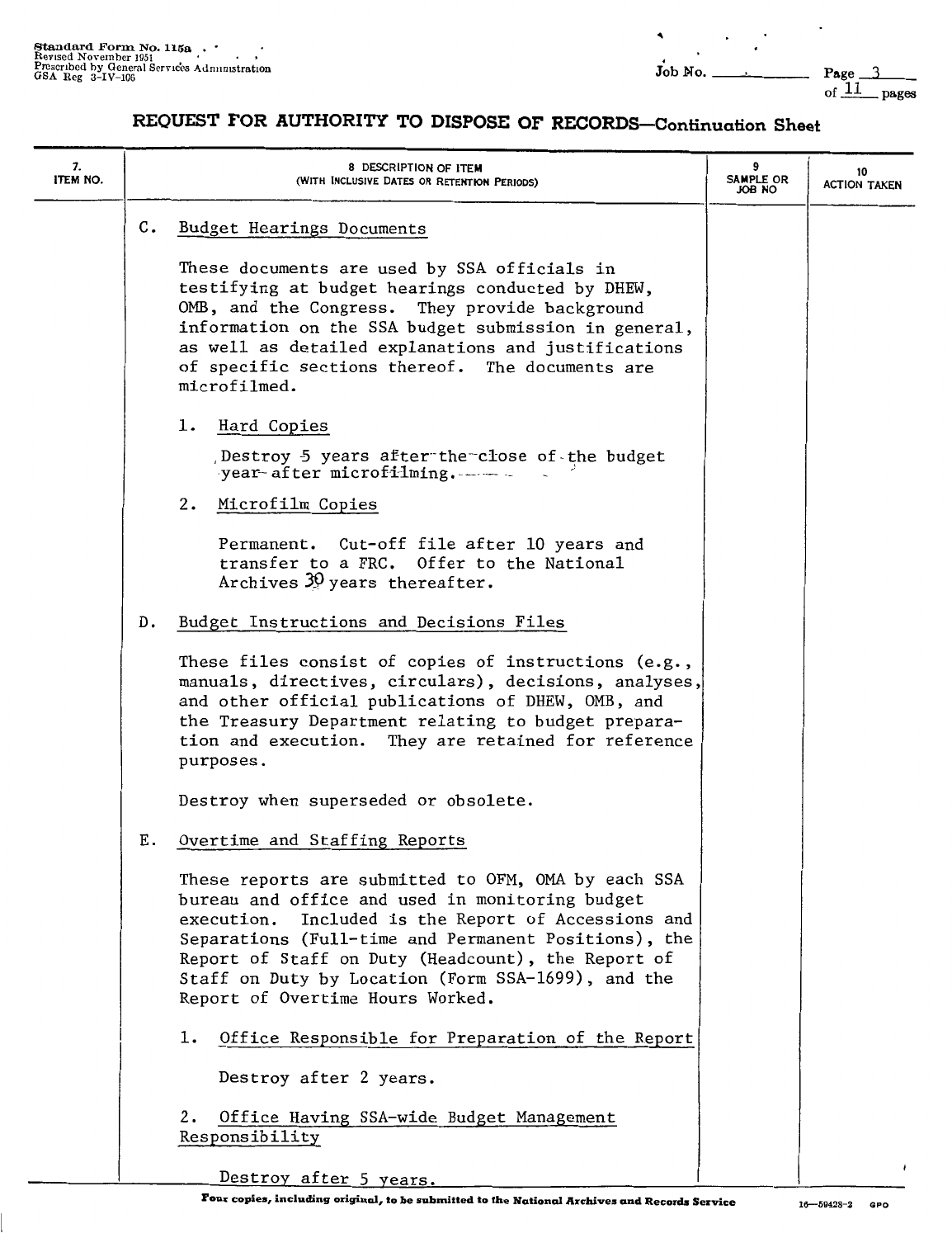Standard Form No. 115a
Revised November 1951
Prescribed by General Services Administration
GSA Reg 3-IV-106

Job No. ______ Page 3 of 11 pages

# REQUEST FOR AUTHORITY TO DISPOSE OF RECORDS—Continuation Sheet

| 7. ITEM NO. | 8 DESCRIPTION OF ITEM (WITH INCLUSIVE DATES OR RETENTION PERIODS) | 9 SAMPLE OR JOB NO | 10 ACTION TAKEN |
|---|---|---|---|

C. Budget Hearings Documents

These documents are used by SSA officials in testifying at budget hearings conducted by DHEW, OMB, and the Congress. They provide background information on the SSA budget submission in general, as well as detailed explanations and justifications of specific sections thereof. The documents are microfilmed.

1. Hard Copies

   Destroy 5 years after the close of the budget year after microfilming.

2. Microfilm Copies

   Permanent. Cut-off file after 10 years and transfer to a FRC. Offer to the National Archives 30 years thereafter.

D. Budget Instructions and Decisions Files

These files consist of copies of instructions (e.g., manuals, directives, circulars), decisions, analyses, and other official publications of DHEW, OMB, and the Treasury Department relating to budget preparation and execution. They are retained for reference purposes.

Destroy when superseded or obsolete.

E. Overtime and Staffing Reports

These reports are submitted to OFM, OMA by each SSA bureau and office and used in monitoring budget execution. Included is the Report of Accessions and Separations (Full-time and Permanent Positions), the Report of Staff on Duty (Headcount), the Report of Staff on Duty by Location (Form SSA-1699), and the Report of Overtime Hours Worked.

1. Office Responsible for Preparation of the Report

   Destroy after 2 years.

2. Office Having SSA-wide Budget Management Responsibility

   Destroy after 5 years.

Four copies, including original, to be submitted to the National Archives and Records Service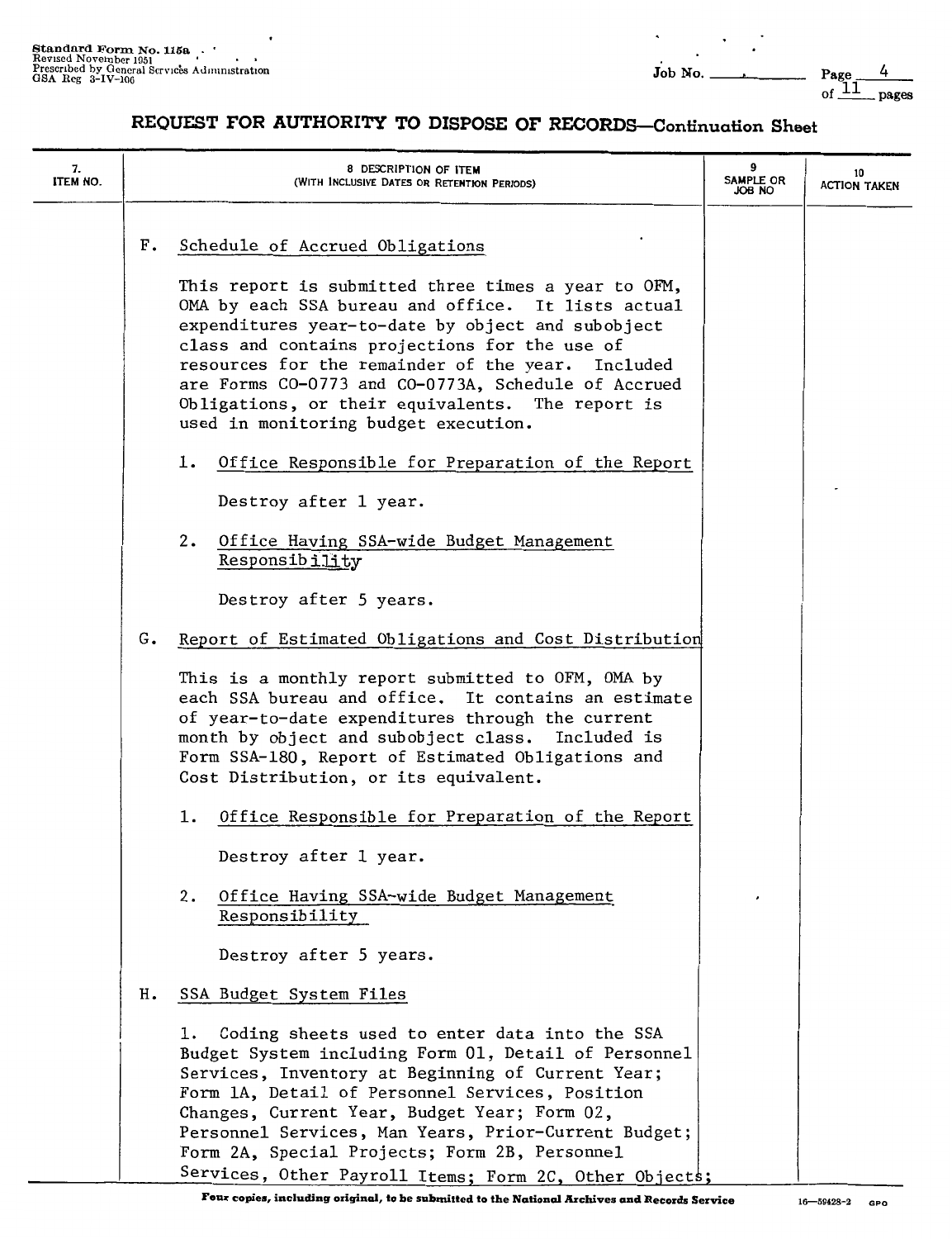# REQUEST FOR AUTHORITY TO DISPOSE OF RECORDS—Continuation Sheet

| 7. ITEM NO. | 8 DESCRIPTION OF ITEM (WITH INCLUSIVE DATES OR RETENTION PERIODS) | 9 SAMPLE OR JOB NO | 10 ACTION TAKEN |
|---|---|---|---|

F. Schedule of Accrued Obligations

This report is submitted three times a year to OFM, OMA by each SSA bureau and office. It lists actual expenditures year-to-date by object and subobject class and contains projections for the use of resources for the remainder of the year. Included are Forms CO-0773 and CO-0773A, Schedule of Accrued Obligations, or their equivalents. The report is used in monitoring budget execution.

1. Office Responsible for Preparation of the Report

   Destroy after 1 year.

2. Office Having SSA-wide Budget Management Responsibility

   Destroy after 5 years.

G. Report of Estimated Obligations and Cost Distribution

This is a monthly report submitted to OFM, OMA by each SSA bureau and office. It contains an estimate of year-to-date expenditures through the current month by object and subobject class. Included is Form SSA-180, Report of Estimated Obligations and Cost Distribution, or its equivalent.

1. Office Responsible for Preparation of the Report

   Destroy after 1 year.

2. Office Having SSA-wide Budget Management Responsibility

   Destroy after 5 years.

H. SSA Budget System Files

1. Coding sheets used to enter data into the SSA Budget System including Form 01, Detail of Personnel Services, Inventory at Beginning of Current Year; Form 1A, Detail of Personnel Services, Position Changes, Current Year, Budget Year; Form 02, Personnel Services, Man Years, Prior-Current Budget; Form 2A, Special Projects; Form 2B, Personnel Services, Other Payroll Items; Form 2C, Other Objects;

Four copies, including original, to be submitted to the National Archives and Records Service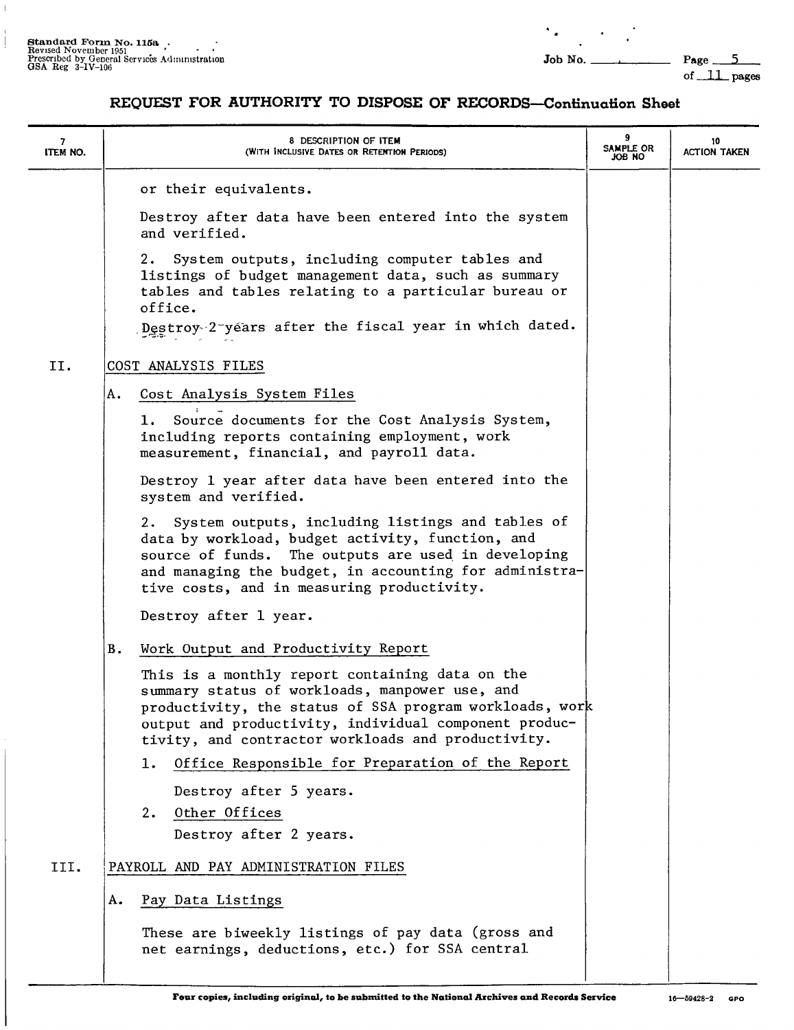## REQUEST FOR AUTHORITY TO DISPOSE OF RECORDS—Continuation Sheet

| 7 ITEM NO. | 8 DESCRIPTION OF ITEM (WITH INCLUSIVE DATES OR RETENTION PERIODS) | 9 SAMPLE OR JOB NO | 10 ACTION TAKEN |
|---|---|---|---|
| | or their equivalents. | | |
| | Destroy after data have been entered into the system and verified. | | |
| | 2. System outputs, including computer tables and listings of budget management data, such as summary tables and tables relating to a particular bureau or office. | | |
| | Destroy 2 years after the fiscal year in which dated. | | |
| II. | COST ANALYSIS FILES | | |
| | A. Cost Analysis System Files | | |
| | 1. Source documents for the Cost Analysis System, including reports containing employment, work measurement, financial, and payroll data. | | |
| | Destroy 1 year after data have been entered into the system and verified. | | |
| | 2. System outputs, including listings and tables of data by workload, budget activity, function, and source of funds. The outputs are used in developing and managing the budget, in accounting for administrative costs, and in measuring productivity. | | |
| | Destroy after 1 year. | | |
| | B. Work Output and Productivity Report | | |
| | This is a monthly report containing data on the summary status of workloads, manpower use, and productivity, the status of SSA program workloads, work output and productivity, individual component productivity, and contractor workloads and productivity. | | |
| | 1. Office Responsible for Preparation of the Report | | |
| | Destroy after 5 years. | | |
| | 2. Other Offices | | |
| | Destroy after 2 years. | | |
| III. | PAYROLL AND PAY ADMINISTRATION FILES | | |
| | A. Pay Data Listings | | |
| | These are biweekly listings of pay data (gross and net earnings, deductions, etc.) for SSA central | | |

**Four copies, including original, to be submitted to the National Archives and Records Service**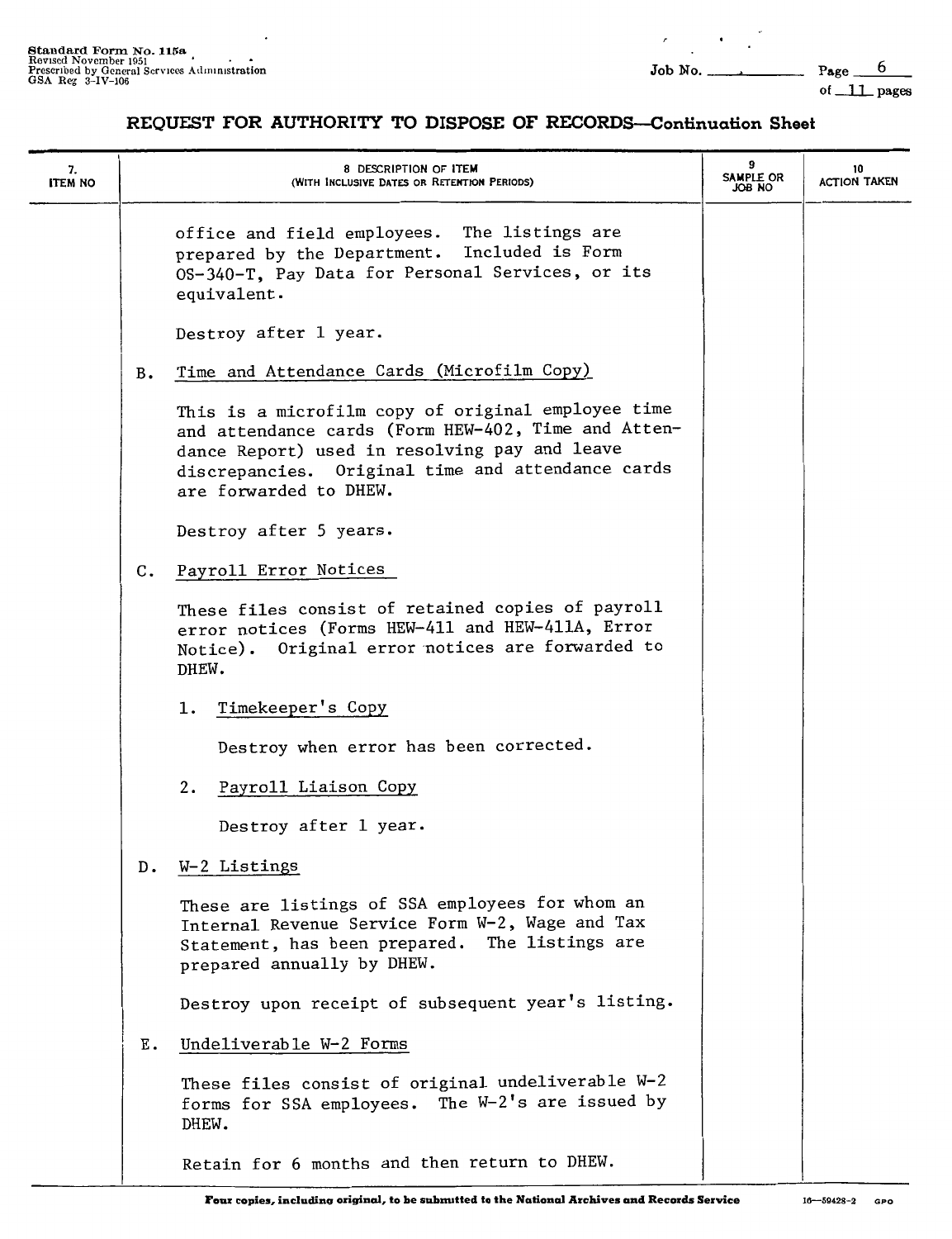Standard Form No. 115a
Revised November 1951
Prescribed by General Services Administration
GSA Reg 3-IV-106

Job No. ________ Page 6 of 11 pages

## REQUEST FOR AUTHORITY TO DISPOSE OF RECORDS—Continuation Sheet

| 7. ITEM NO | 8 DESCRIPTION OF ITEM (WITH INCLUSIVE DATES OR RETENTION PERIODS) | 9 SAMPLE OR JOB NO | 10 ACTION TAKEN |
|---|---|---|---|

office and field employees. The listings are prepared by the Department. Included is Form OS-340-T, Pay Data for Personal Services, or its equivalent.

Destroy after 1 year.

B. Time and Attendance Cards (Microfilm Copy)

This is a microfilm copy of original employee time and attendance cards (Form HEW-402, Time and Attendance Report) used in resolving pay and leave discrepancies. Original time and attendance cards are forwarded to DHEW.

Destroy after 5 years.

C. Payroll Error Notices

These files consist of retained copies of payroll error notices (Forms HEW-411 and HEW-411A, Error Notice). Original error notices are forwarded to DHEW.

1. Timekeeper's Copy

   Destroy when error has been corrected.

2. Payroll Liaison Copy

   Destroy after 1 year.

D. W-2 Listings

These are listings of SSA employees for whom an Internal Revenue Service Form W-2, Wage and Tax Statement, has been prepared. The listings are prepared annually by DHEW.

Destroy upon receipt of subsequent year's listing.

E. Undeliverable W-2 Forms

These files consist of original undeliverable W-2 forms for SSA employees. The W-2's are issued by DHEW.

Retain for 6 months and then return to DHEW.

Four copies, including original, to be submitted to the National Archives and Records Service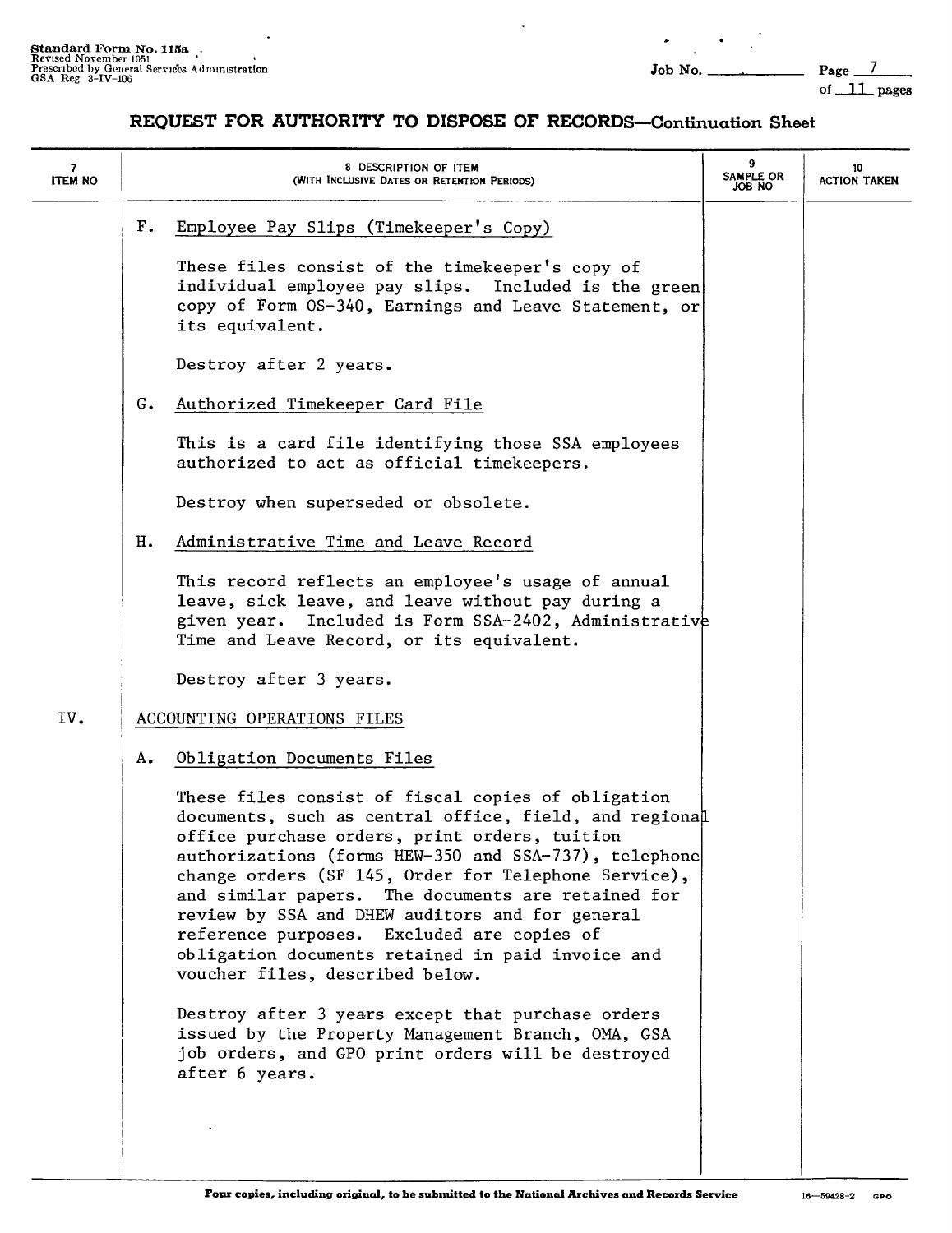## REQUEST FOR AUTHORITY TO DISPOSE OF RECORDS—Continuation Sheet

| 7 ITEM NO | 8 DESCRIPTION OF ITEM (WITH INCLUSIVE DATES OR RETENTION PERIODS) | 9 SAMPLE OR JOB NO | 10 ACTION TAKEN |
|---|---|---|---|
| | F. Employee Pay Slips (Timekeeper's Copy) | | |
| | These files consist of the timekeeper's copy of individual employee pay slips. Included is the green copy of Form OS-340, Earnings and Leave Statement, or its equivalent. | | |
| | Destroy after 2 years. | | |
| | G. Authorized Timekeeper Card File | | |
| | This is a card file identifying those SSA employees authorized to act as official timekeepers. | | |
| | Destroy when superseded or obsolete. | | |
| | H. Administrative Time and Leave Record | | |
| | This record reflects an employee's usage of annual leave, sick leave, and leave without pay during a given year. Included is Form SSA-2402, Administrative Time and Leave Record, or its equivalent. | | |
| | Destroy after 3 years. | | |
| IV. | ACCOUNTING OPERATIONS FILES | | |
| | A. Obligation Documents Files | | |
| | These files consist of fiscal copies of obligation documents, such as central office, field, and regional office purchase orders, print orders, tuition authorizations (forms HEW-350 and SSA-737), telephone change orders (SF 145, Order for Telephone Service), and similar papers. The documents are retained for review by SSA and DHEW auditors and for general reference purposes. Excluded are copies of obligation documents retained in paid invoice and voucher files, described below. | | |
| | Destroy after 3 years except that purchase orders issued by the Property Management Branch, OMA, GSA job orders, and GPO print orders will be destroyed after 6 years. | | |

Four copies, including original, to be submitted to the National Archives and Records Service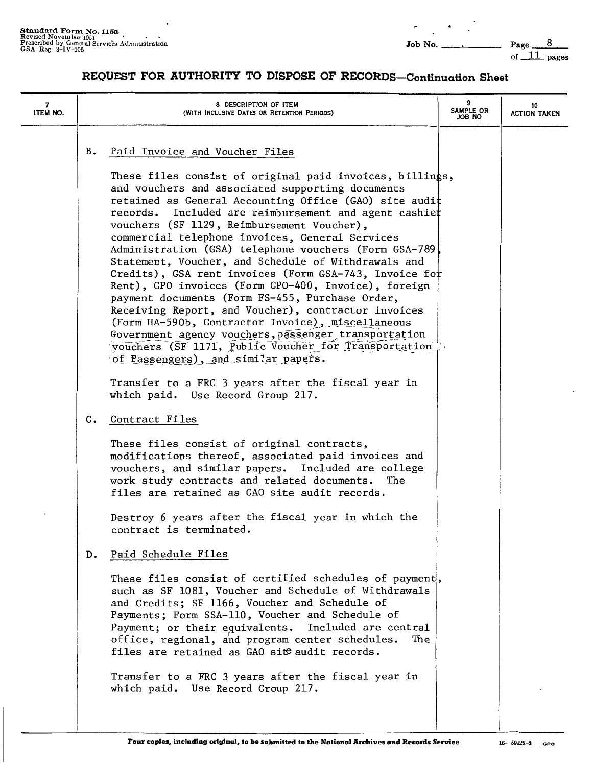# REQUEST FOR AUTHORITY TO DISPOSE OF RECORDS—Continuation Sheet

| 7 ITEM NO. | 8 DESCRIPTION OF ITEM (WITH INCLUSIVE DATES OR RETENTION PERIODS) | 9 SAMPLE OR JOB NO | 10 ACTION TAKEN |
|---|---|---|---|

B. Paid Invoice and Voucher Files

These files consist of original paid invoices, billings, and vouchers and associated supporting documents retained as General Accounting Office (GAO) site audit records. Included are reimbursement and agent cashier vouchers (SF 1129, Reimbursement Voucher), commercial telephone invoices, General Services Administration (GSA) telephone vouchers (Form GSA-789, Statement, Voucher, and Schedule of Withdrawals and Credits), GSA rent invoices (Form GSA-743, Invoice for Rent), GPO invoices (Form GPO-400, Invoice), foreign payment documents (Form FS-455, Purchase Order, Receiving Report, and Voucher), contractor invoices (Form HA-590b, Contractor Invoice), miscellaneous Government agency vouchers, passenger transportation vouchers (SF 1171, Public Voucher for Transportation of Passengers), and similar papers.

Transfer to a FRC 3 years after the fiscal year in which paid. Use Record Group 217.

C. Contract Files

These files consist of original contracts, modifications thereof, associated paid invoices and vouchers, and similar papers. Included are college work study contracts and related documents. The files are retained as GAO site audit records.

Destroy 6 years after the fiscal year in which the contract is terminated.

D. Paid Schedule Files

These files consist of certified schedules of payment, such as SF 1081, Voucher and Schedule of Withdrawals and Credits; SF 1166, Voucher and Schedule of Payments; Form SSA-110, Voucher and Schedule of Payment; or their equivalents. Included are central office, regional, and program center schedules. The files are retained as GAO site audit records.

Transfer to a FRC 3 years after the fiscal year in which paid. Use Record Group 217.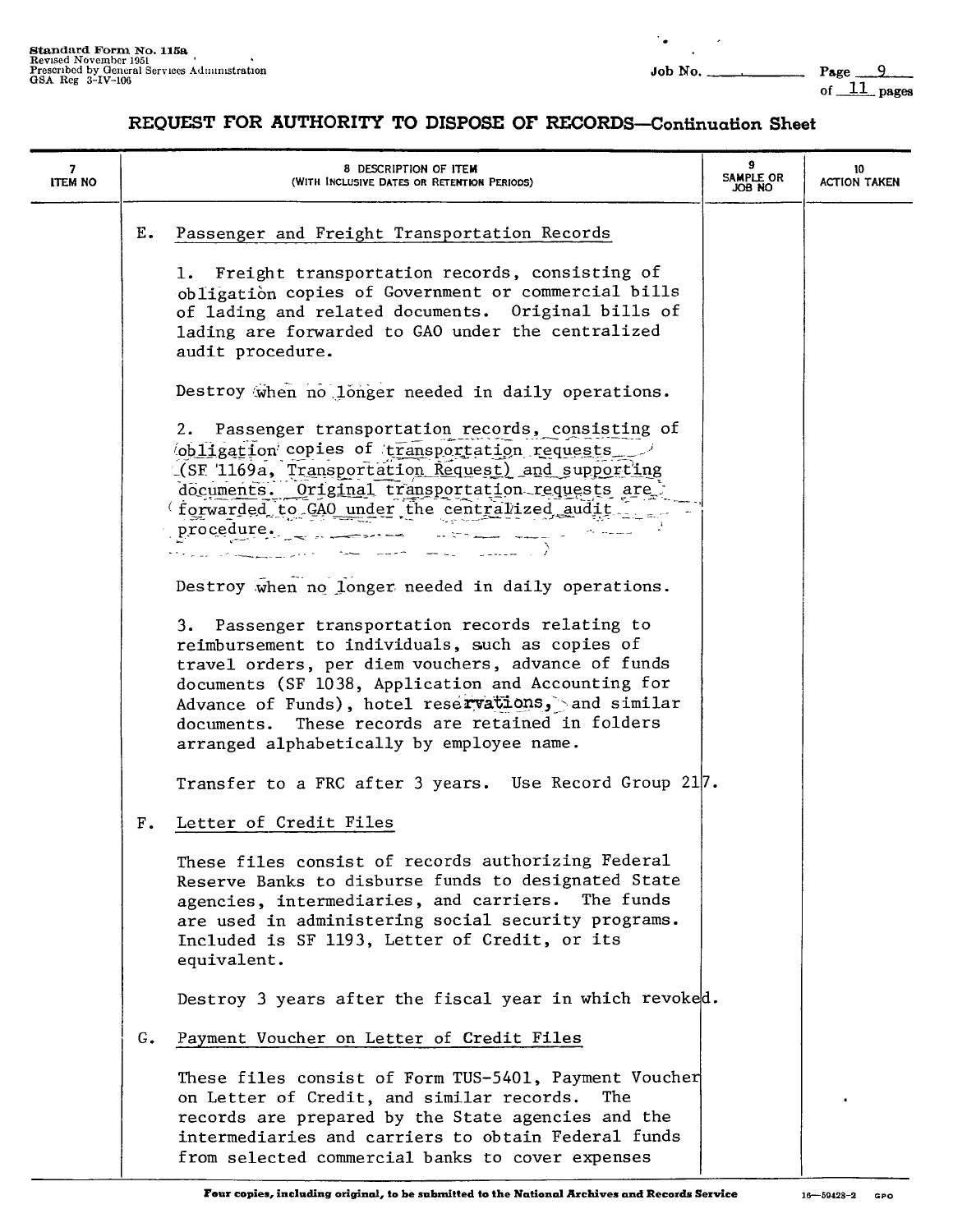# REQUEST FOR AUTHORITY TO DISPOSE OF RECORDS—Continuation Sheet

| 7 ITEM NO | 8 DESCRIPTION OF ITEM (WITH INCLUSIVE DATES OR RETENTION PERIODS) | 9 SAMPLE OR JOB NO | 10 ACTION TAKEN |
|---|---|---|---|

E. Passenger and Freight Transportation Records

1. Freight transportation records, consisting of obligation copies of Government or commercial bills of lading and related documents. Original bills of lading are forwarded to GAO under the centralized audit procedure.

Destroy when no longer needed in daily operations.

2. Passenger transportation records, consisting of obligation copies of transportation requests (SF 1169a, Transportation Request) and supporting documents. Original transportation requests are forwarded to GAO under the centralized audit procedure.

Destroy when no longer needed in daily operations.

3. Passenger transportation records relating to reimbursement to individuals, such as copies of travel orders, per diem vouchers, advance of funds documents (SF 1038, Application and Accounting for Advance of Funds), hotel reservations, and similar documents. These records are retained in folders arranged alphabetically by employee name.

Transfer to a FRC after 3 years. Use Record Group 217.

F. Letter of Credit Files

These files consist of records authorizing Federal Reserve Banks to disburse funds to designated State agencies, intermediaries, and carriers. The funds are used in administering social security programs. Included is SF 1193, Letter of Credit, or its equivalent.

Destroy 3 years after the fiscal year in which revoked.

G. Payment Voucher on Letter of Credit Files

These files consist of Form TUS-5401, Payment Voucher on Letter of Credit, and similar records. The records are prepared by the State agencies and the intermediaries and carriers to obtain Federal funds from selected commercial banks to cover expenses

Four copies, including original, to be submitted to the National Archives and Records Service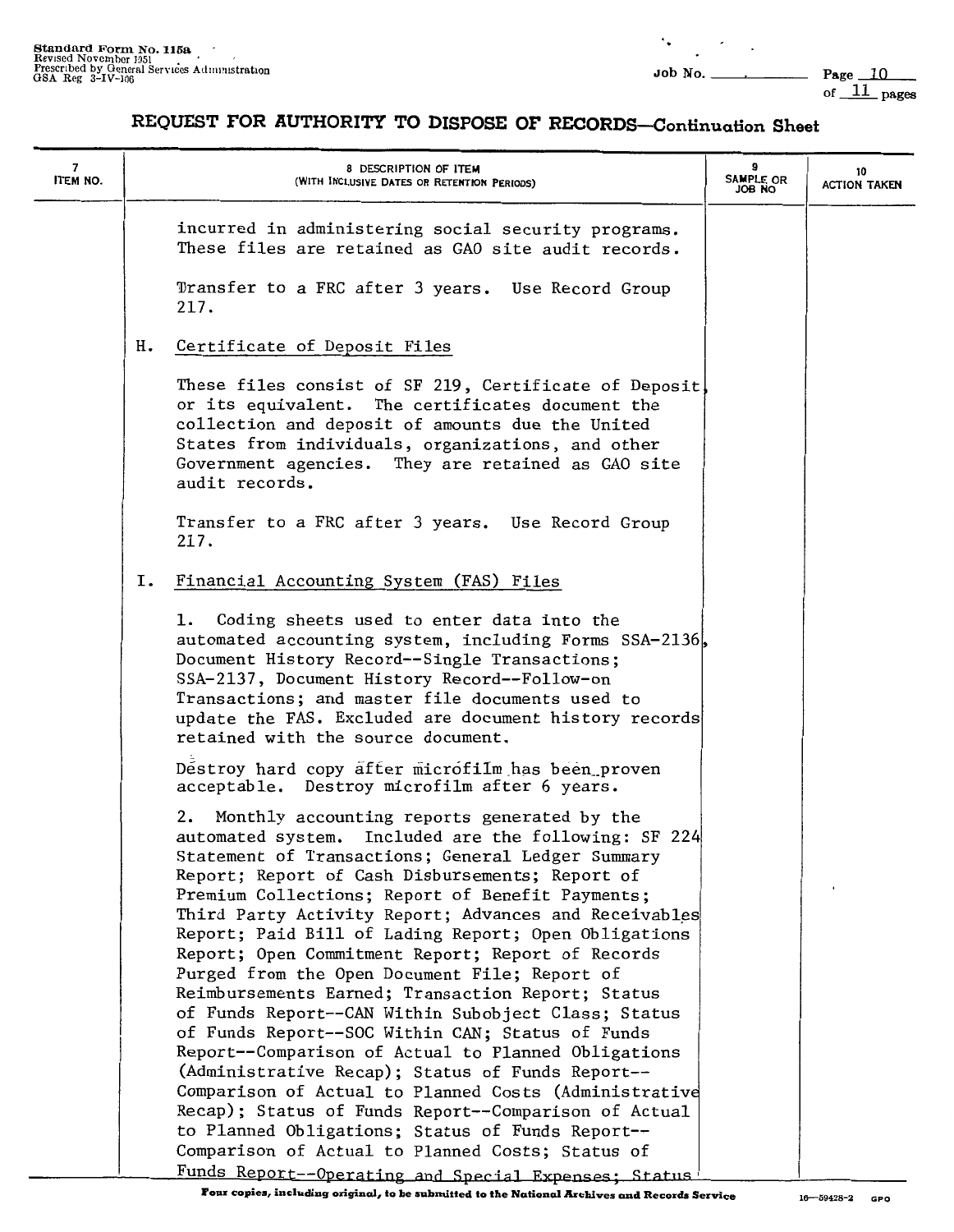**Standard Form No. 115a**
Revised November 1951
Prescribed by General Services Administration
GSA Reg 3-IV-106

Job No. ______

# REQUEST FOR AUTHORITY TO DISPOSE OF RECORDS—Continuation Sheet

| 7 ITEM NO. | 8 DESCRIPTION OF ITEM (WITH INCLUSIVE DATES OR RETENTION PERIODS) | 9 SAMPLE OR JOB NO | 10 ACTION TAKEN |
|---|---|---|---|
| | incurred in administering social security programs. These files are retained as GAO site audit records.<br><br>Transfer to a FRC after 3 years. Use Record Group 217.<br><br>H. Certificate of Deposit Files<br><br>These files consist of SF 219, Certificate of Deposit, or its equivalent. The certificates document the collection and deposit of amounts due the United States from individuals, organizations, and other Government agencies. They are retained as GAO site audit records.<br><br>Transfer to a FRC after 3 years. Use Record Group 217.<br><br>I. Financial Accounting System (FAS) Files<br><br>1. Coding sheets used to enter data into the automated accounting system, including Forms SSA-2136, Document History Record--Single Transactions; SSA-2137, Document History Record--Follow-on Transactions; and master file documents used to update the FAS. Excluded are document history records retained with the source document.<br><br>Destroy hard copy after microfilm has been proven acceptable. Destroy microfilm after 6 years.<br><br>2. Monthly accounting reports generated by the automated system. Included are the following: SF 224 Statement of Transactions; General Ledger Summary Report; Report of Cash Disbursements; Report of Premium Collections; Report of Benefit Payments; Third Party Activity Report; Advances and Receivables Report; Paid Bill of Lading Report; Open Obligations Report; Open Commitment Report; Report of Records Purged from the Open Document File; Report of Reimbursements Earned; Transaction Report; Status of Funds Report--CAN Within Subobject Class; Status of Funds Report--SOC Within CAN; Status of Funds Report--Comparison of Actual to Planned Obligations (Administrative Recap); Status of Funds Report--Comparison of Actual to Planned Costs (Administrative Recap); Status of Funds Report--Comparison of Actual to Planned Obligations; Status of Funds Report--Comparison of Actual to Planned Costs; Status of Funds Report--Operating and Special Expenses; Status | | |

**Four copies, including original, to be submitted to the National Archives and Records Service**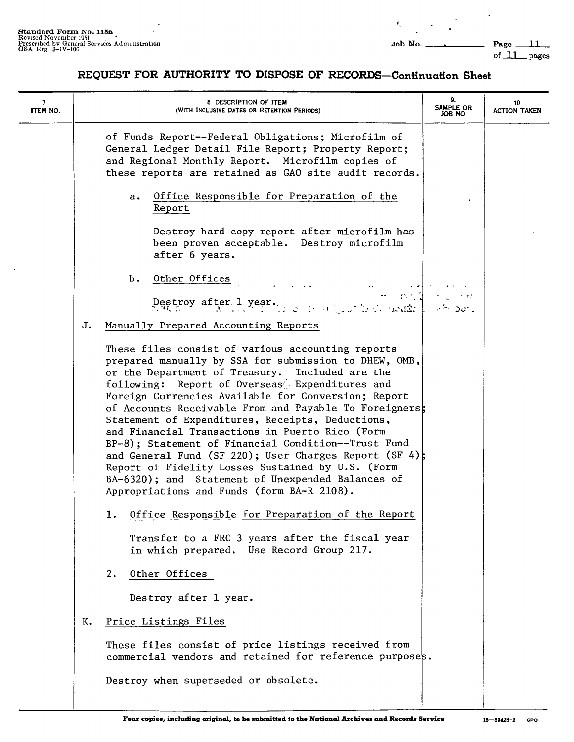Standard Form No. 115a
Revised November 1951
Prescribed by General Services Administration
GSA Reg 3-IV-106

Job No. ______ Page 11 of 11 pages

## REQUEST FOR AUTHORITY TO DISPOSE OF RECORDS—Continuation Sheet

| 7 ITEM NO. | 8 DESCRIPTION OF ITEM (WITH INCLUSIVE DATES OR RETENTION PERIODS) | 9. SAMPLE OR JOB NO | 10 ACTION TAKEN |
|---|---|---|---|

of Funds Report--Federal Obligations; Microfilm of General Ledger Detail File Report; Property Report; and Regional Monthly Report. Microfilm copies of these reports are retained as GAO site audit records.

a. Office Responsible for Preparation of the Report

Destroy hard copy report after microfilm has been proven acceptable. Destroy microfilm after 6 years.

b. Other Offices

Destroy after 1 year.

J. Manually Prepared Accounting Reports

These files consist of various accounting reports prepared manually by SSA for submission to DHEW, OMB, or the Department of Treasury. Included are the following: Report of Overseas Expenditures and Foreign Currencies Available for Conversion; Report of Accounts Receivable From and Payable To Foreigners; Statement of Expenditures, Receipts, Deductions, and Financial Transactions in Puerto Rico (Form BP-8); Statement of Financial Condition--Trust Fund and General Fund (SF 220); User Charges Report (SF 4); Report of Fidelity Losses Sustained by U.S. (Form BA-6320); and Statement of Unexpended Balances of Appropriations and Funds (form BA-R 2108).

1. Office Responsible for Preparation of the Report

Transfer to a FRC 3 years after the fiscal year in which prepared. Use Record Group 217.

2. Other Offices

Destroy after 1 year.

K. Price Listings Files

These files consist of price listings received from commercial vendors and retained for reference purposes.

Destroy when superseded or obsolete.

Four copies, including original, to be submitted to the National Archives and Records Service